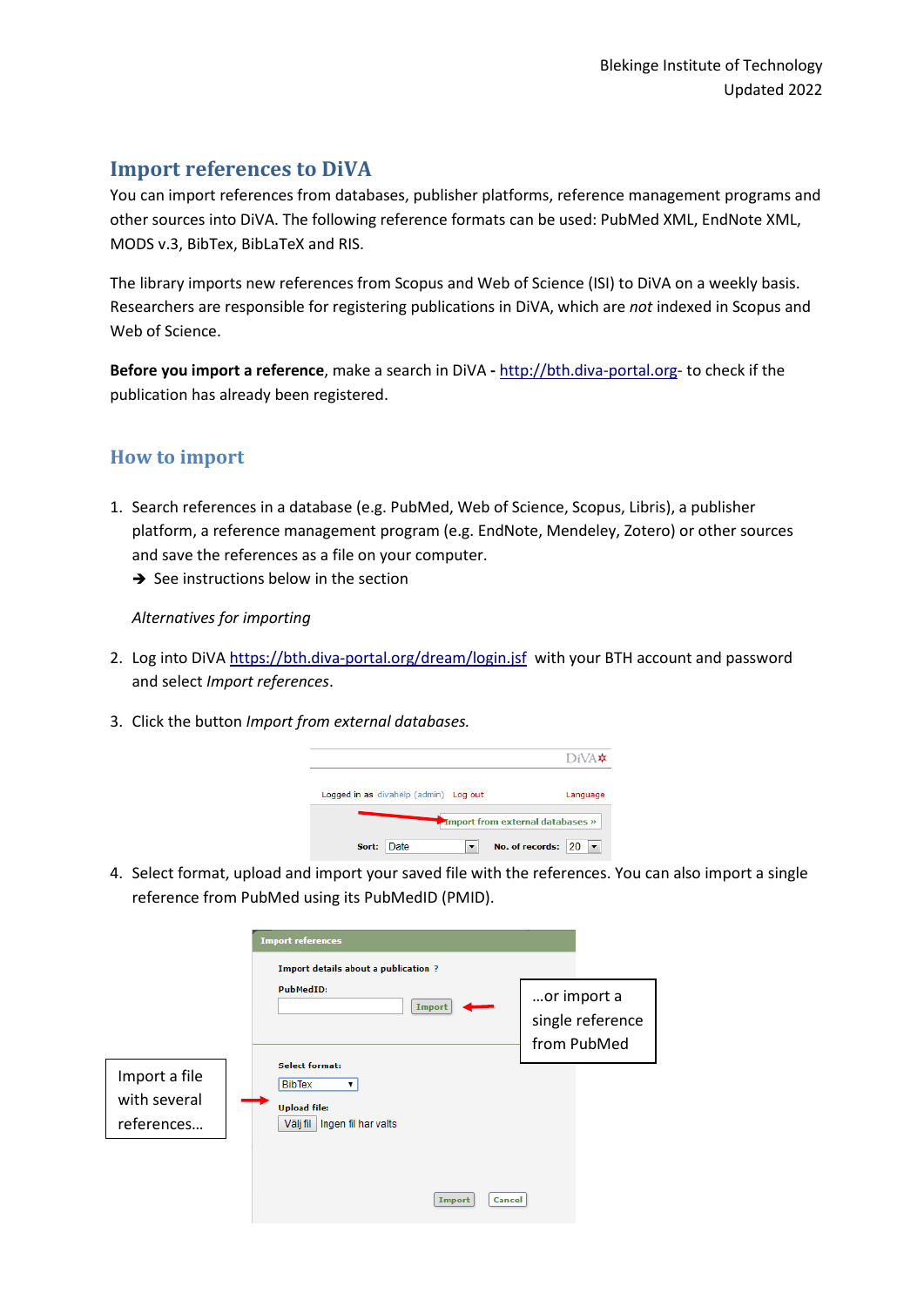Blekinge Institute of Technology
Updated 2022

# Import references to DiVA

You can import references from databases, publisher platforms, reference management programs and other sources into DiVA. The following reference formats can be used: PubMed XML, EndNote XML, MODS v.3, BibTex, BibLaTeX and RIS.

The library imports new references from Scopus and Web of Science (ISI) to DiVA on a weekly basis. Researchers are responsible for registering publications in DiVA, which are *not* indexed in Scopus and Web of Science.

**Before you import a reference**, make a search in DiVA **-** http://bth.diva-portal.org- to check if the publication has already been registered.

## How to import

1. Search references in a database (e.g. PubMed, Web of Science, Scopus, Libris), a publisher platform, a reference management program (e.g. EndNote, Mendeley, Zotero) or other sources and save the references as a file on your computer.
   ➔ See instructions below in the section

   *Alternatives for importing*

2. Log into DiVA https://bth.diva-portal.org/dream/login.jsf with your BTH account and password and select *Import references*.

3. Click the button *Import from external databases.*

4. Select format, upload and import your saved file with the references. You can also import a single reference from PubMed using its PubMedID (PMID).

Import a file with several references…

…or import a single reference from PubMed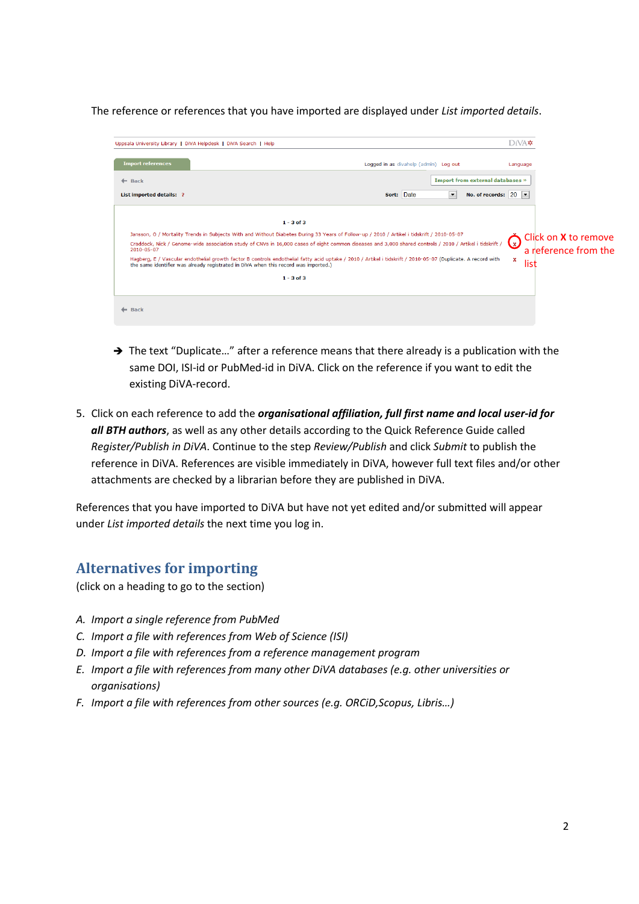The reference or references that you have imported are displayed under *List imported details*.

➔ The text "Duplicate…" after a reference means that there already is a publication with the same DOI, ISI-id or PubMed-id in DiVA. Click on the reference if you want to edit the existing DiVA-record.

5. Click on each reference to add the ***organisational affiliation, full first name and local user-id for all BTH authors***, as well as any other details according to the Quick Reference Guide called *Register/Publish in DiVA*. Continue to the step *Review/Publish* and click *Submit* to publish the reference in DiVA. References are visible immediately in DiVA, however full text files and/or other attachments are checked by a librarian before they are published in DiVA.

References that you have imported to DiVA but have not yet edited and/or submitted will appear under *List imported details* the next time you log in.

## Alternatives for importing

(click on a heading to go to the section)

*A. Import a single reference from PubMed*
*C. Import a file with references from Web of Science (ISI)*
*D. Import a file with references from a reference management program*
*E. Import a file with references from many other DiVA databases (e.g. other universities or organisations)*
*F. Import a file with references from other sources (e.g. ORCiD,Scopus, Libris…)*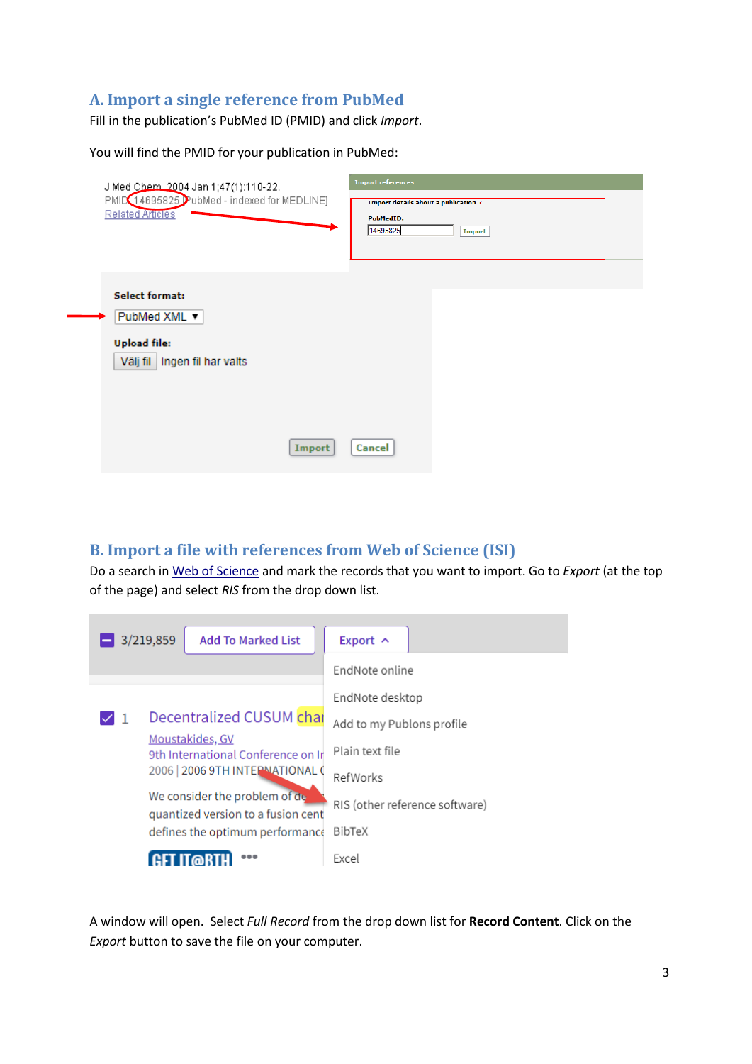## A. Import a single reference from PubMed

Fill in the publication's PubMed ID (PMID) and click *Import*.

You will find the PMID for your publication in PubMed:

## B. Import a file with references from Web of Science (ISI)

Do a search in Web of Science and mark the records that you want to import. Go to *Export* (at the top of the page) and select *RIS* from the drop down list.

A window will open. Select *Full Record* from the drop down list for **Record Content**. Click on the *Export* button to save the file on your computer.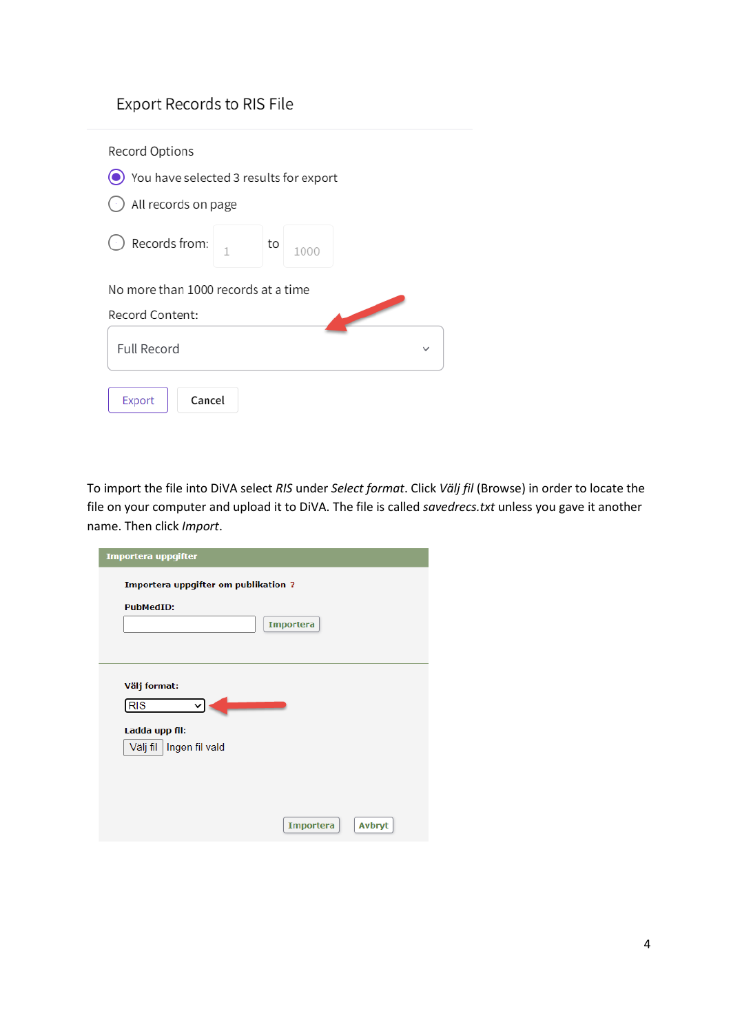Export Records to RIS File

Record Options

- You have selected 3 results for export
- All records on page
- Records from: 1 to 1000

No more than 1000 records at a time

Record Content:

Full Record

Export Cancel

To import the file into DiVA select *RIS* under *Select format*. Click *Välj fil* (Browse) in order to locate the file on your computer and upload it to DiVA. The file is called *savedrecs.txt* unless you gave it another name. Then click *Import*.

**Importera uppgifter**

**Importera uppgifter om publikation ?**

**PubMedID:**

Importera

**Välj format:**

RIS

**Ladda upp fil:**

Välj fil Ingen fil vald

Importera Avbryt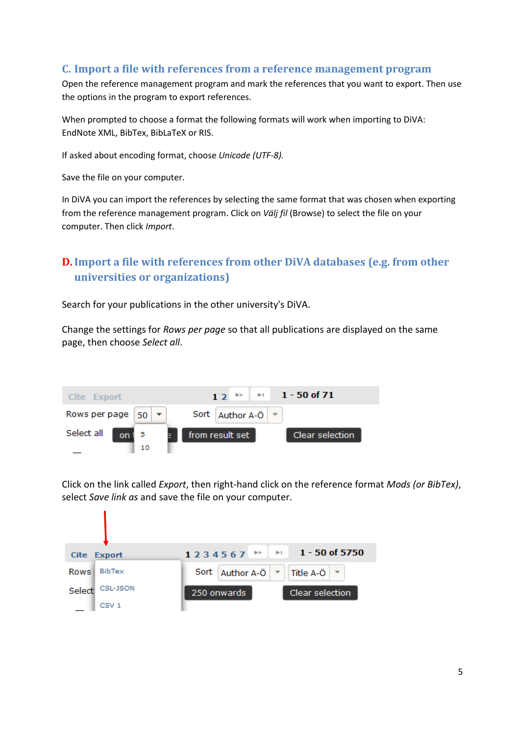## C. Import a file with references from a reference management program

Open the reference management program and mark the references that you want to export. Then use the options in the program to export references.

When prompted to choose a format the following formats will work when importing to DiVA: EndNote XML, BibTex, BibLaTeX or RIS.

If asked about encoding format, choose *Unicode (UTF-8).*

Save the file on your computer.

In DiVA you can import the references by selecting the same format that was chosen when exporting from the reference management program. Click on *Välj fil* (Browse) to select the file on your computer. Then click *Import*.

## D. Import a file with references from other DiVA databases (e.g. from other universities or organizations)

Search for your publications in the other university's DiVA.

Change the settings for *Rows per page* so that all publications are displayed on the same page, then choose *Select all*.

Click on the link called *Export*, then right-hand click on the reference format *Mods (or BibTex)*, select *Save link as* and save the file on your computer.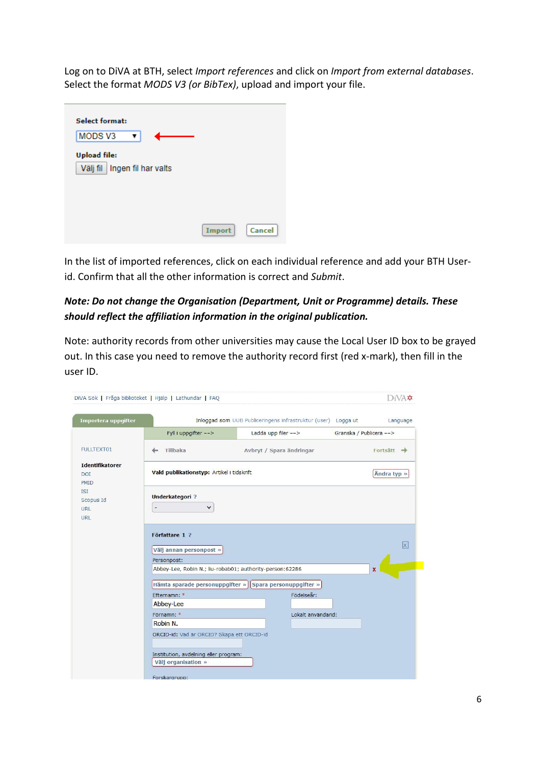Log on to DiVA at BTH, select *Import references* and click on *Import from external databases*. Select the format *MODS V3 (or BibTex)*, upload and import your file.

In the list of imported references, click on each individual reference and add your BTH User-id. Confirm that all the other information is correct and *Submit*.

***Note: Do not change the Organisation (Department, Unit or Programme) details. These should reflect the affiliation information in the original publication.***

Note: authority records from other universities may cause the Local User ID box to be grayed out. In this case you need to remove the authority record first (red x-mark), then fill in the user ID.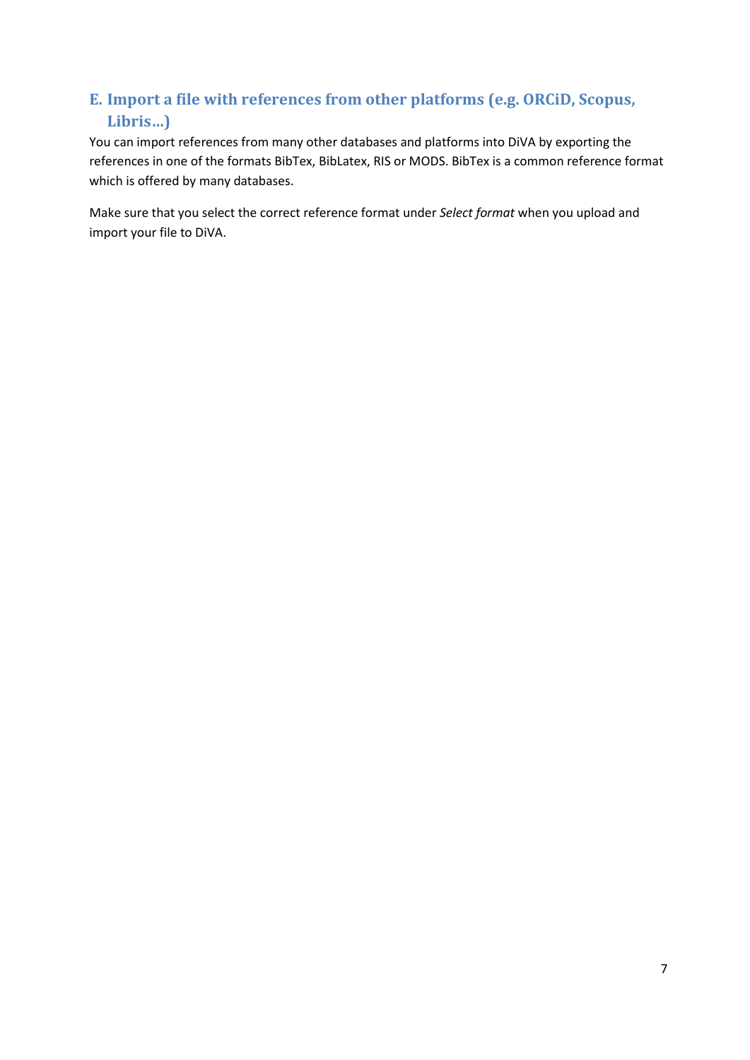## E. Import a file with references from other platforms (e.g. ORCiD, Scopus, Libris…)

You can import references from many other databases and platforms into DiVA by exporting the references in one of the formats BibTex, BibLatex, RIS or MODS. BibTex is a common reference format which is offered by many databases.

Make sure that you select the correct reference format under *Select format* when you upload and import your file to DiVA.